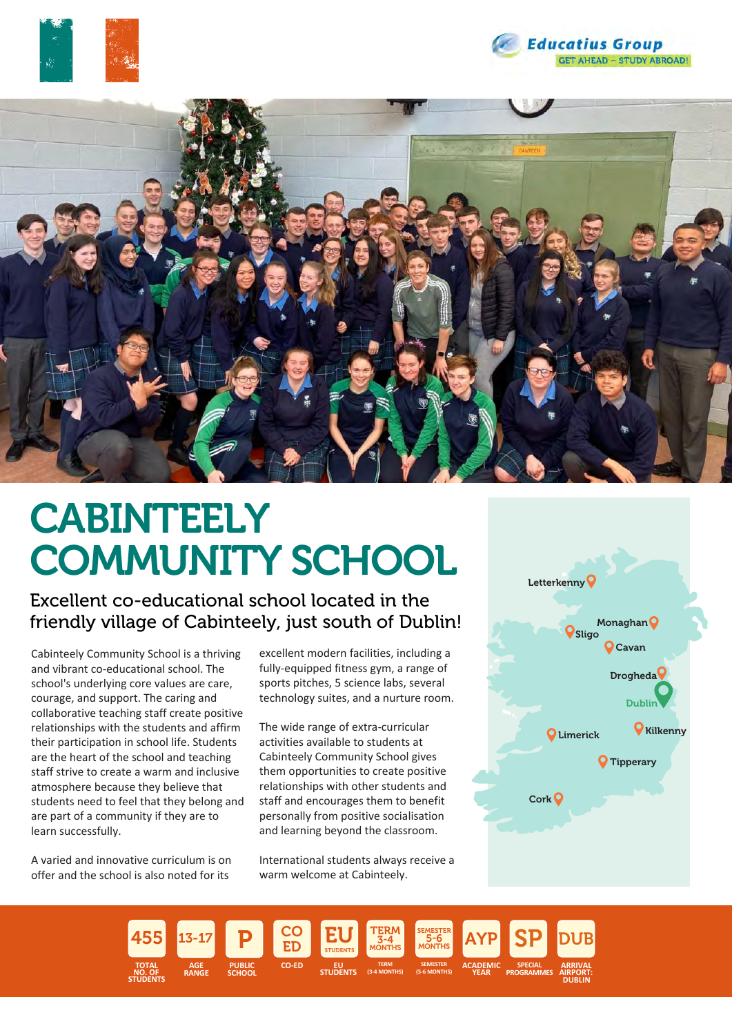Educatius Group
GET AHEAD – STUDY ABROAD!

# CABINTEELY COMMUNITY SCHOOL

## Excellent co-educational school located in the friendly village of Cabinteely, just south of Dublin!

Cabinteely Community School is a thriving and vibrant co-educational school. The school's underlying core values are care, courage, and support. The caring and collaborative teaching staff create positive relationships with the students and affirm their participation in school life. Students are the heart of the school and teaching staff strive to create a warm and inclusive atmosphere because they believe that students need to feel that they belong and are part of a community if they are to learn successfully.

A varied and innovative curriculum is on offer and the school is also noted for its excellent modern facilities, including a fully-equipped fitness gym, a range of sports pitches, 5 science labs, several technology suites, and a nurture room.

The wide range of extra-curricular activities available to students at Cabinteely Community School gives them opportunities to create positive relationships with other students and staff and encourages them to benefit personally from positive socialisation and learning beyond the classroom.

International students always receive a warm welcome at Cabinteely.

Letterkenny, Monaghan, Sligo, Cavan, Drogheda, Dublin, Limerick, Kilkenny, Tipperary, Cork

| 455 | 13-17 | P | CO ED | EU STUDENTS | TERM 3-4 MONTHS | SEMESTER 5-6 MONTHS | AYP | SP | DUB |
|---|---|---|---|---|---|---|---|---|---|
| TOTAL NO. OF STUDENTS | AGE RANGE | PUBLIC SCHOOL | CO-ED | EU STUDENTS | TERM (3-4 MONTHS) | SEMESTER (5-6 MONTHS) | ACADEMIC YEAR | SPECIAL PROGRAMMES | ARRIVAL AIRPORT: DUBLIN |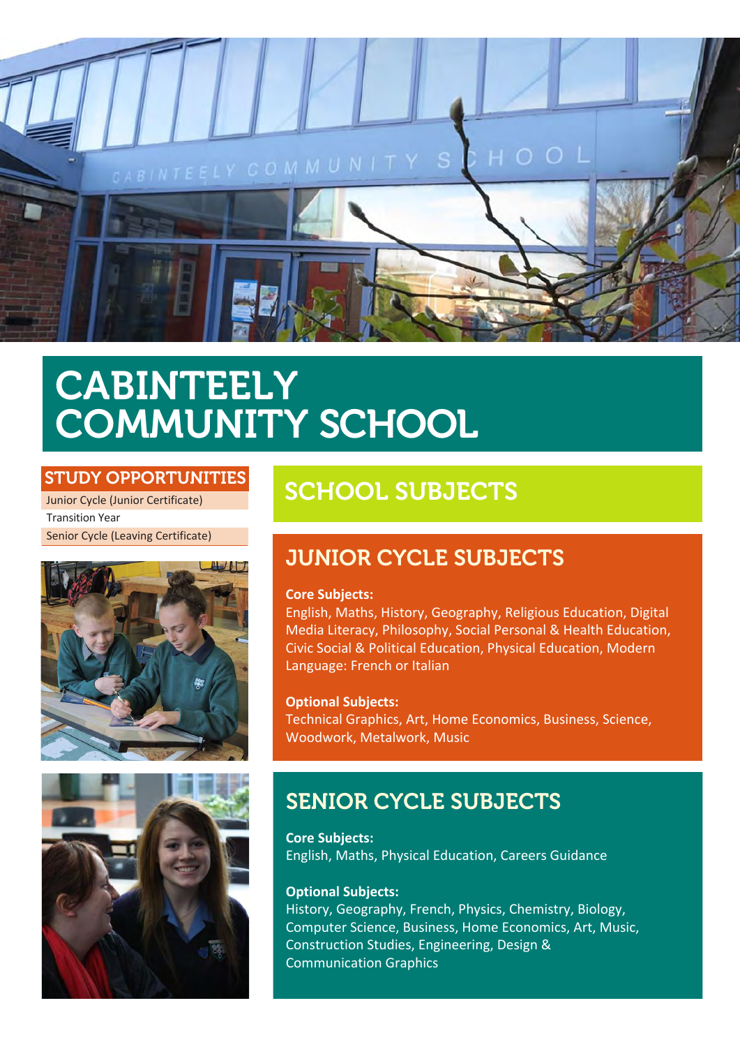# CABINTEELY COMMUNITY SCHOOL

## STUDY OPPORTUNITIES

- Junior Cycle (Junior Certificate)
- Transition Year
- Senior Cycle (Leaving Certificate)

## SCHOOL SUBJECTS

### JUNIOR CYCLE SUBJECTS

**Core Subjects:**
English, Maths, History, Geography, Religious Education, Digital Media Literacy, Philosophy, Social Personal & Health Education, Civic Social & Political Education, Physical Education, Modern Language: French or Italian

**Optional Subjects:**
Technical Graphics, Art, Home Economics, Business, Science, Woodwork, Metalwork, Music

### SENIOR CYCLE SUBJECTS

**Core Subjects:**
English, Maths, Physical Education, Careers Guidance

**Optional Subjects:**
History, Geography, French, Physics, Chemistry, Biology, Computer Science, Business, Home Economics, Art, Music, Construction Studies, Engineering, Design & Communication Graphics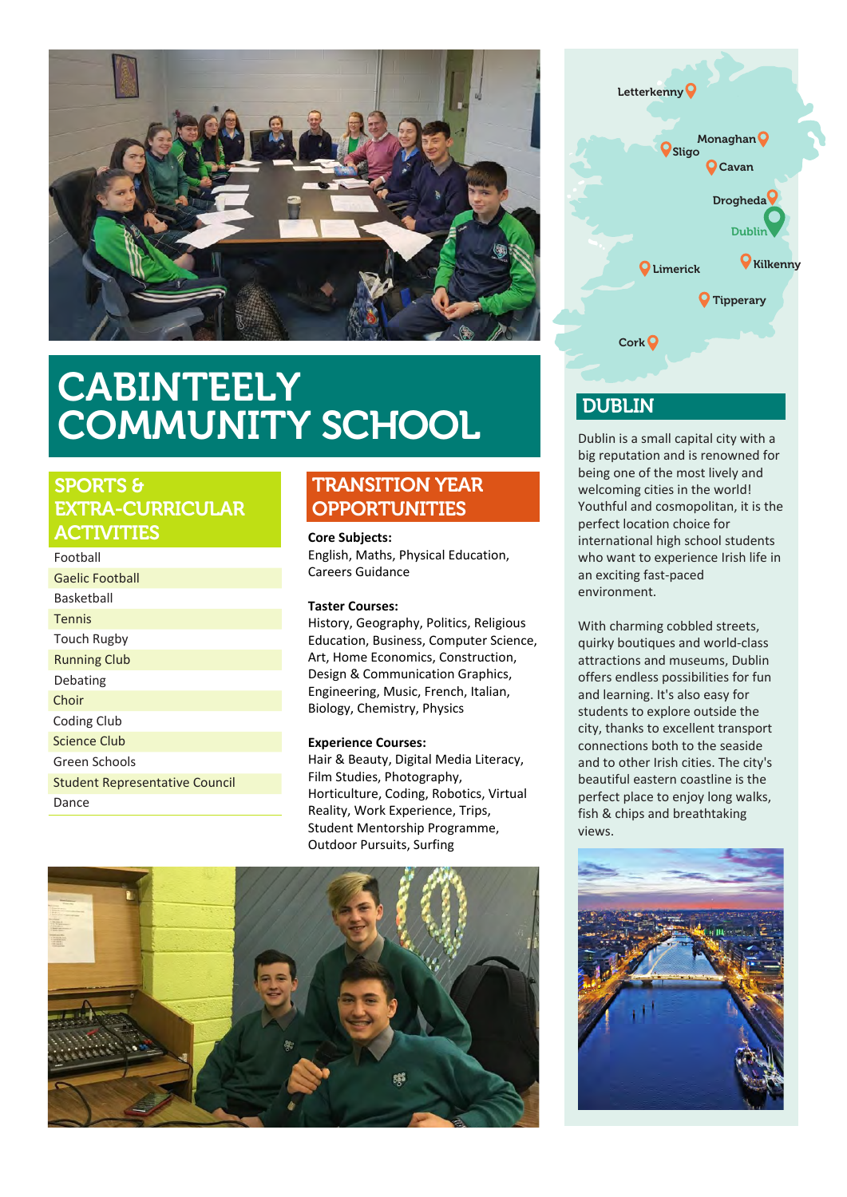# CABINTEELY COMMUNITY SCHOOL

## SPORTS & EXTRA-CURRICULAR ACTIVITIES

- Football
- Gaelic Football
- Basketball
- Tennis
- Touch Rugby
- Running Club
- Debating
- Choir
- Coding Club
- Science Club
- Green Schools
- Student Representative Council
- Dance

## TRANSITION YEAR OPPORTUNITIES

**Core Subjects:**
English, Maths, Physical Education, Careers Guidance

**Taster Courses:**
History, Geography, Politics, Religious Education, Business, Computer Science, Art, Home Economics, Construction, Design & Communication Graphics, Engineering, Music, French, Italian, Biology, Chemistry, Physics

**Experience Courses:**
Hair & Beauty, Digital Media Literacy, Film Studies, Photography, Horticulture, Coding, Robotics, Virtual Reality, Work Experience, Trips, Student Mentorship Programme, Outdoor Pursuits, Surfing

Letterkenny
Monaghan
Sligo
Cavan
Drogheda
Dublin
Limerick
Kilkenny
Tipperary
Cork

## DUBLIN

Dublin is a small capital city with a big reputation and is renowned for being one of the most lively and welcoming cities in the world! Youthful and cosmopolitan, it is the perfect location choice for international high school students who want to experience Irish life in an exciting fast-paced environment.

With charming cobbled streets, quirky boutiques and world-class attractions and museums, Dublin offers endless possibilities for fun and learning. It's also easy for students to explore outside the city, thanks to excellent transport connections both to the seaside and to other Irish cities. The city's beautiful eastern coastline is the perfect place to enjoy long walks, fish & chips and breathtaking views.